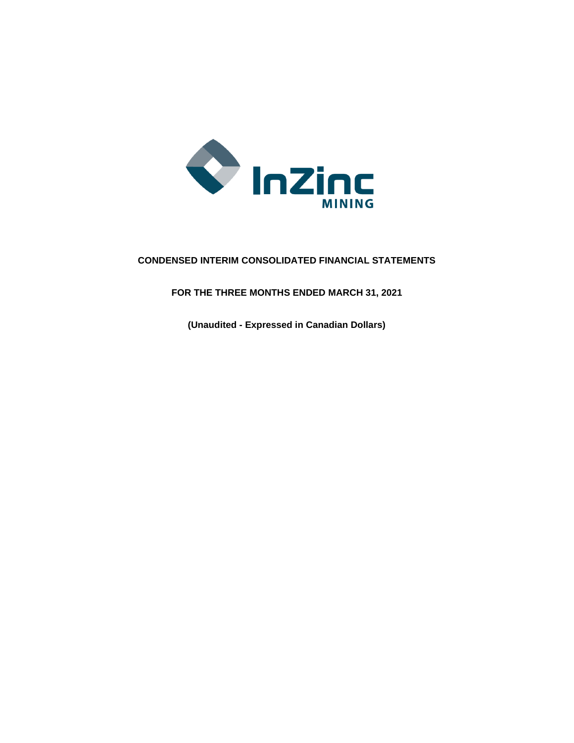InZinc MINING

# CONDENSED INTERIM CONSOLIDATED FINANCIAL STATEMENTS

## FOR THE THREE MONTHS ENDED MARCH 31, 2021

**(Unaudited - Expressed in Canadian Dollars)**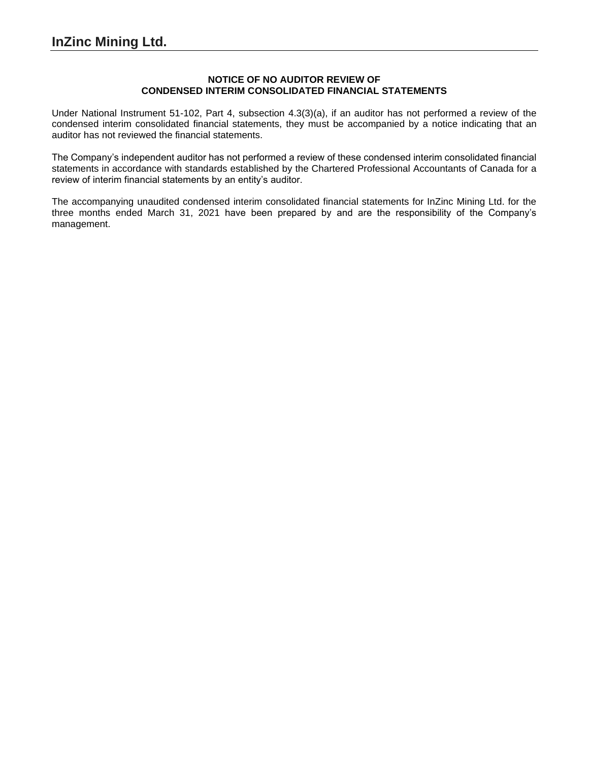# InZinc Mining Ltd.

## NOTICE OF NO AUDITOR REVIEW OF CONDENSED INTERIM CONSOLIDATED FINANCIAL STATEMENTS

Under National Instrument 51-102, Part 4, subsection 4.3(3)(a), if an auditor has not performed a review of the condensed interim consolidated financial statements, they must be accompanied by a notice indicating that an auditor has not reviewed the financial statements.

The Company's independent auditor has not performed a review of these condensed interim consolidated financial statements in accordance with standards established by the Chartered Professional Accountants of Canada for a review of interim financial statements by an entity's auditor.

The accompanying unaudited condensed interim consolidated financial statements for InZinc Mining Ltd. for the three months ended March 31, 2021 have been prepared by and are the responsibility of the Company's management.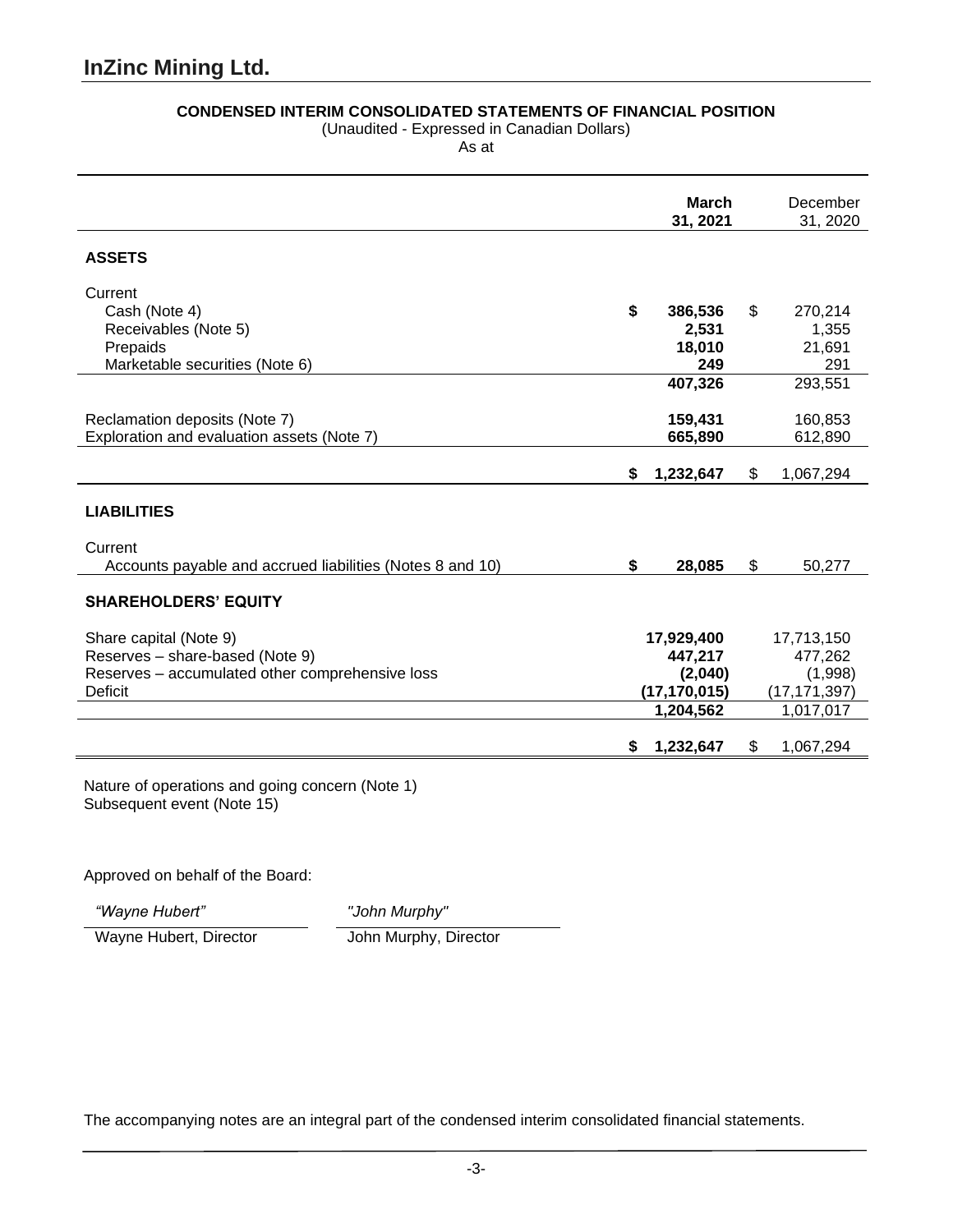# InZinc Mining Ltd.

**CONDENSED INTERIM CONSOLIDATED STATEMENTS OF FINANCIAL POSITION**

(Unaudited - Expressed in Canadian Dollars)

As at

| | **March 31, 2021** | December 31, 2020 |
|---|---|---|
| **ASSETS** | | |
| Current | | |
| Cash (Note 4) | **$ 386,536** | $ 270,214 |
| Receivables (Note 5) | **2,531** | 1,355 |
| Prepaids | **18,010** | 21,691 |
| Marketable securities (Note 6) | **249** | 291 |
| | **407,326** | 293,551 |
| Reclamation deposits (Note 7) | **159,431** | 160,853 |
| Exploration and evaluation assets (Note 7) | **665,890** | 612,890 |
| | **$ 1,232,647** | $ 1,067,294 |
| **LIABILITIES** | | |
| Current | | |
| Accounts payable and accrued liabilities (Notes 8 and 10) | **$ 28,085** | $ 50,277 |
| **SHAREHOLDERS' EQUITY** | | |
| Share capital (Note 9) | **17,929,400** | 17,713,150 |
| Reserves – share-based (Note 9) | **447,217** | 477,262 |
| Reserves – accumulated other comprehensive loss | **(2,040)** | (1,998) |
| Deficit | **(17,170,015)** | (17,171,397) |
| | **1,204,562** | 1,017,017 |
| | **$ 1,232,647** | $ 1,067,294 |

Nature of operations and going concern (Note 1)
Subsequent event (Note 15)

Approved on behalf of the Board:

| *"Wayne Hubert"* | *"John Murphy"* |
|---|---|
| Wayne Hubert, Director | John Murphy, Director |

The accompanying notes are an integral part of the condensed interim consolidated financial statements.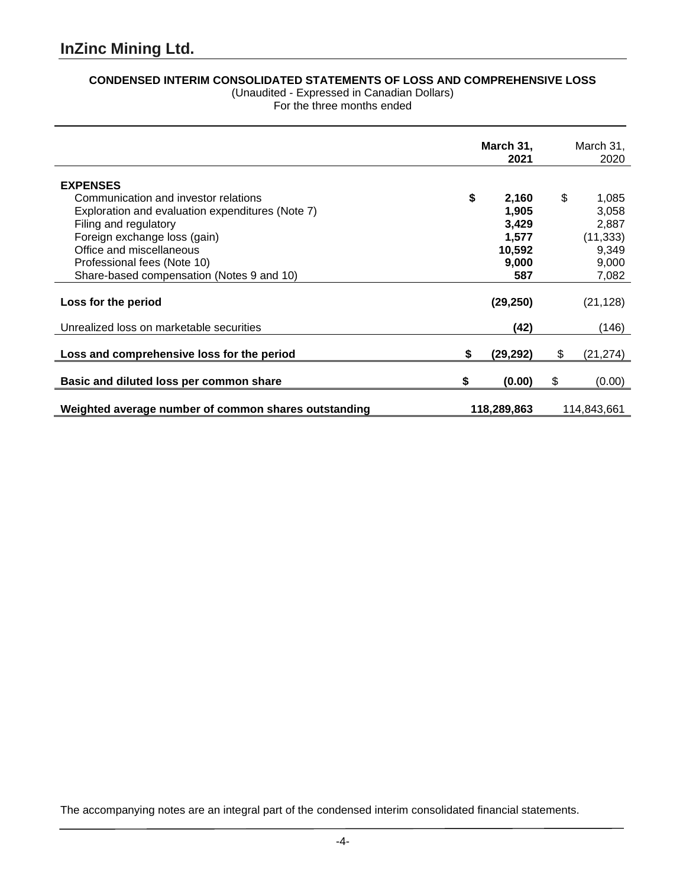# InZinc Mining Ltd.

**CONDENSED INTERIM CONSOLIDATED STATEMENTS OF LOSS AND COMPREHENSIVE LOSS**
(Unaudited - Expressed in Canadian Dollars)
For the three months ended

| | **March 31, 2021** | March 31, 2020 |
|---|---|---|
| **EXPENSES** | | |
| Communication and investor relations | **$ 2,160** | $ 1,085 |
| Exploration and evaluation expenditures (Note 7) | **1,905** | 3,058 |
| Filing and regulatory | **3,429** | 2,887 |
| Foreign exchange loss (gain) | **1,577** | (11,333) |
| Office and miscellaneous | **10,592** | 9,349 |
| Professional fees (Note 10) | **9,000** | 9,000 |
| Share-based compensation (Notes 9 and 10) | **587** | 7,082 |
| **Loss for the period** | **(29,250)** | (21,128) |
| Unrealized loss on marketable securities | **(42)** | (146) |
| **Loss and comprehensive loss for the period** | **$ (29,292)** | $ (21,274) |
| **Basic and diluted loss per common share** | **$ (0.00)** | $ (0.00) |
| **Weighted average number of common shares outstanding** | **118,289,863** | 114,843,661 |

The accompanying notes are an integral part of the condensed interim consolidated financial statements.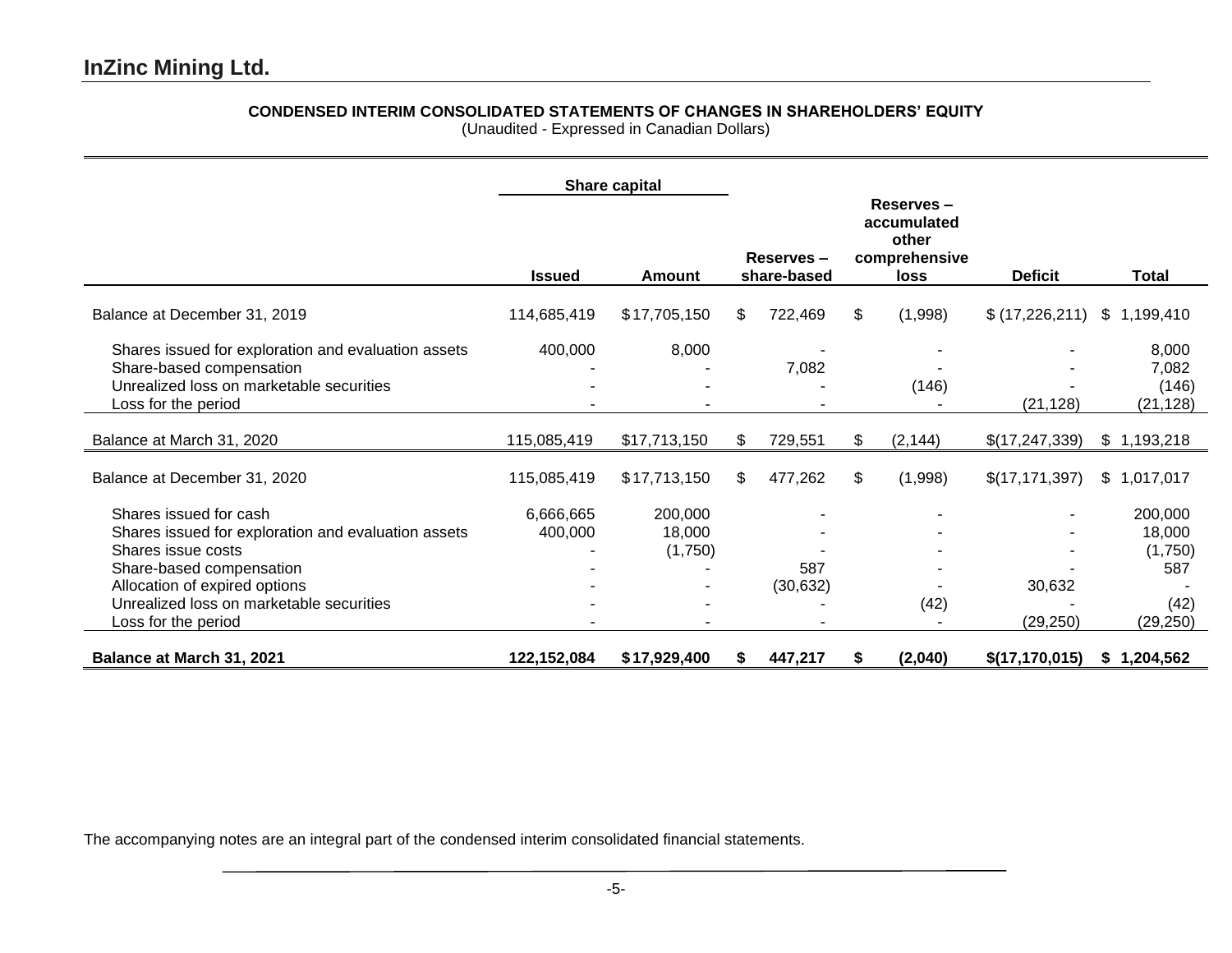# InZinc Mining Ltd.

**CONDENSED INTERIM CONSOLIDATED STATEMENTS OF CHANGES IN SHAREHOLDERS' EQUITY**
(Unaudited - Expressed in Canadian Dollars)

| | Share capital | | | | | |
|---|---|---|---|---|---|---|
| | **Issued** | **Amount** | **Reserves – share-based** | **Reserves – accumulated other comprehensive loss** | **Deficit** | **Total** |
| Balance at December 31, 2019 | 114,685,419 | $ 17,705,150 | $ 722,469 | $ (1,998) | $ (17,226,211) | $ 1,199,410 |
| Shares issued for exploration and evaluation assets | 400,000 | 8,000 | - | - | - | 8,000 |
| Share-based compensation | - | - | 7,082 | - | - | 7,082 |
| Unrealized loss on marketable securities | - | - | - | (146) | - | (146) |
| Loss for the period | - | - | - | - | (21,128) | (21,128) |
| Balance at March 31, 2020 | 115,085,419 | $17,713,150 | $ 729,551 | $ (2,144) | $(17,247,339) | $ 1,193,218 |
| Balance at December 31, 2020 | 115,085,419 | $ 17,713,150 | $ 477,262 | $ (1,998) | $(17,171,397) | $ 1,017,017 |
| Shares issued for cash | 6,666,665 | 200,000 | - | - | - | 200,000 |
| Shares issued for exploration and evaluation assets | 400,000 | 18,000 | - | - | - | 18,000 |
| Shares issue costs | - | (1,750) | - | - | - | (1,750) |
| Share-based compensation | - | - | 587 | - | - | 587 |
| Allocation of expired options | - | - | (30,632) | - | 30,632 | - |
| Unrealized loss on marketable securities | - | - | - | (42) | - | (42) |
| Loss for the period | - | - | - | - | (29,250) | (29,250) |
| **Balance at March 31, 2021** | **122,152,084** | **$ 17,929,400** | **$ 447,217** | **$ (2,040)** | **$(17,170,015)** | **$ 1,204,562** |

The accompanying notes are an integral part of the condensed interim consolidated financial statements.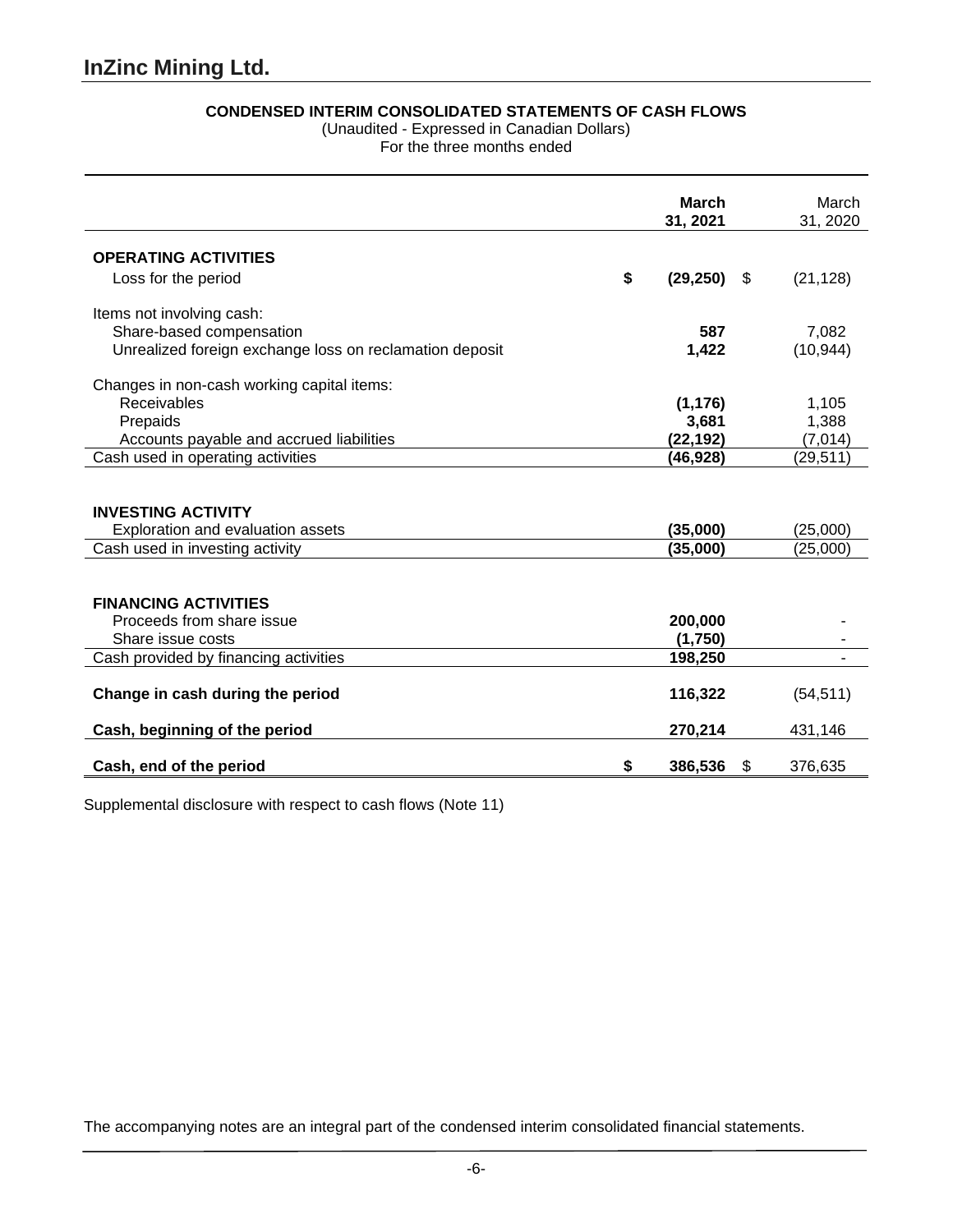# InZinc Mining Ltd.

**CONDENSED INTERIM CONSOLIDATED STATEMENTS OF CASH FLOWS**
(Unaudited - Expressed in Canadian Dollars)
For the three months ended

| | **March 31, 2021** | March 31, 2020 |
|---|---|---|
| **OPERATING ACTIVITIES** | | |
| Loss for the period | **$ (29,250)** | $ (21,128) |
| Items not involving cash: | | |
| Share-based compensation | **587** | 7,082 |
| Unrealized foreign exchange loss on reclamation deposit | **1,422** | (10,944) |
| Changes in non-cash working capital items: | | |
| Receivables | **(1,176)** | 1,105 |
| Prepaids | **3,681** | 1,388 |
| Accounts payable and accrued liabilities | **(22,192)** | (7,014) |
| Cash used in operating activities | **(46,928)** | (29,511) |
| **INVESTING ACTIVITY** | | |
| Exploration and evaluation assets | **(35,000)** | (25,000) |
| Cash used in investing activity | **(35,000)** | (25,000) |
| **FINANCING ACTIVITIES** | | |
| Proceeds from share issue | **200,000** | - |
| Share issue costs | **(1,750)** | - |
| Cash provided by financing activities | **198,250** | - |
| **Change in cash during the period** | **116,322** | (54,511) |
| **Cash, beginning of the period** | **270,214** | 431,146 |
| **Cash, end of the period** | **$ 386,536** | $ 376,635 |

Supplemental disclosure with respect to cash flows (Note 11)

The accompanying notes are an integral part of the condensed interim consolidated financial statements.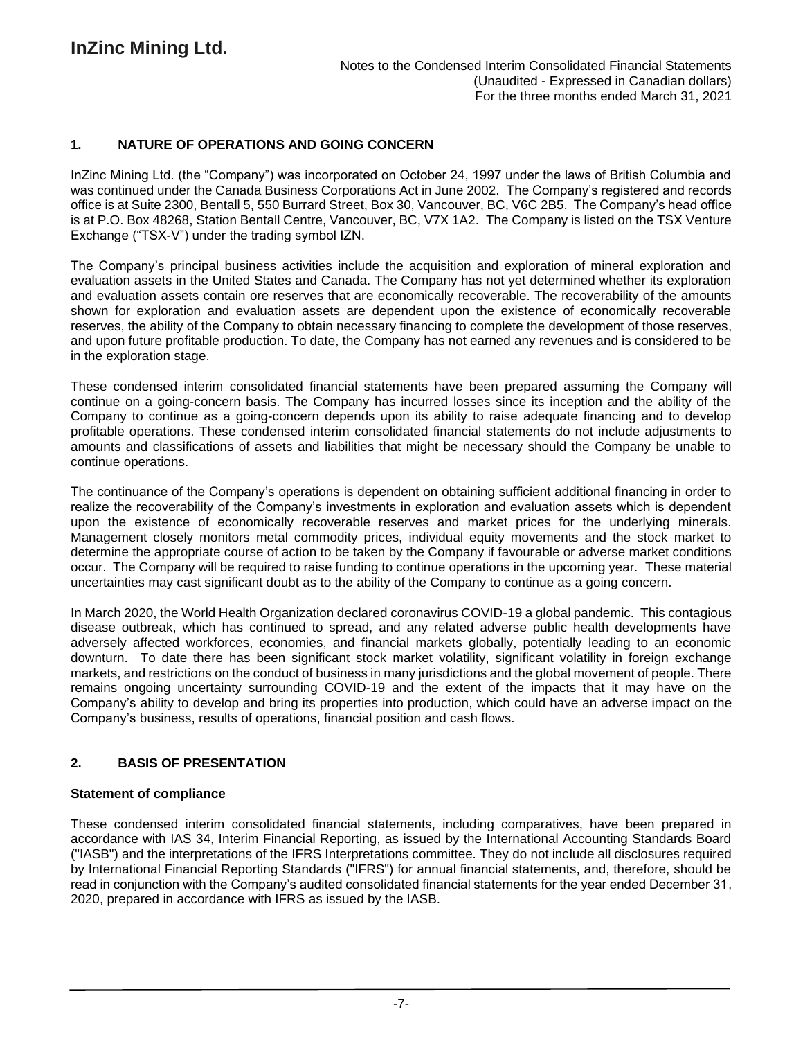## 1. NATURE OF OPERATIONS AND GOING CONCERN

InZinc Mining Ltd. (the "Company") was incorporated on October 24, 1997 under the laws of British Columbia and was continued under the Canada Business Corporations Act in June 2002. The Company's registered and records office is at Suite 2300, Bentall 5, 550 Burrard Street, Box 30, Vancouver, BC, V6C 2B5. The Company's head office is at P.O. Box 48268, Station Bentall Centre, Vancouver, BC, V7X 1A2. The Company is listed on the TSX Venture Exchange ("TSX-V") under the trading symbol IZN.

The Company's principal business activities include the acquisition and exploration of mineral exploration and evaluation assets in the United States and Canada. The Company has not yet determined whether its exploration and evaluation assets contain ore reserves that are economically recoverable. The recoverability of the amounts shown for exploration and evaluation assets are dependent upon the existence of economically recoverable reserves, the ability of the Company to obtain necessary financing to complete the development of those reserves, and upon future profitable production. To date, the Company has not earned any revenues and is considered to be in the exploration stage.

These condensed interim consolidated financial statements have been prepared assuming the Company will continue on a going-concern basis. The Company has incurred losses since its inception and the ability of the Company to continue as a going-concern depends upon its ability to raise adequate financing and to develop profitable operations. These condensed interim consolidated financial statements do not include adjustments to amounts and classifications of assets and liabilities that might be necessary should the Company be unable to continue operations.

The continuance of the Company's operations is dependent on obtaining sufficient additional financing in order to realize the recoverability of the Company's investments in exploration and evaluation assets which is dependent upon the existence of economically recoverable reserves and market prices for the underlying minerals. Management closely monitors metal commodity prices, individual equity movements and the stock market to determine the appropriate course of action to be taken by the Company if favourable or adverse market conditions occur. The Company will be required to raise funding to continue operations in the upcoming year. These material uncertainties may cast significant doubt as to the ability of the Company to continue as a going concern.

In March 2020, the World Health Organization declared coronavirus COVID-19 a global pandemic. This contagious disease outbreak, which has continued to spread, and any related adverse public health developments have adversely affected workforces, economies, and financial markets globally, potentially leading to an economic downturn. To date there has been significant stock market volatility, significant volatility in foreign exchange markets, and restrictions on the conduct of business in many jurisdictions and the global movement of people. There remains ongoing uncertainty surrounding COVID-19 and the extent of the impacts that it may have on the Company's ability to develop and bring its properties into production, which could have an adverse impact on the Company's business, results of operations, financial position and cash flows.

## 2. BASIS OF PRESENTATION

### Statement of compliance

These condensed interim consolidated financial statements, including comparatives, have been prepared in accordance with IAS 34, Interim Financial Reporting, as issued by the International Accounting Standards Board ("IASB") and the interpretations of the IFRS Interpretations committee. They do not include all disclosures required by International Financial Reporting Standards ("IFRS") for annual financial statements, and, therefore, should be read in conjunction with the Company's audited consolidated financial statements for the year ended December 31, 2020, prepared in accordance with IFRS as issued by the IASB.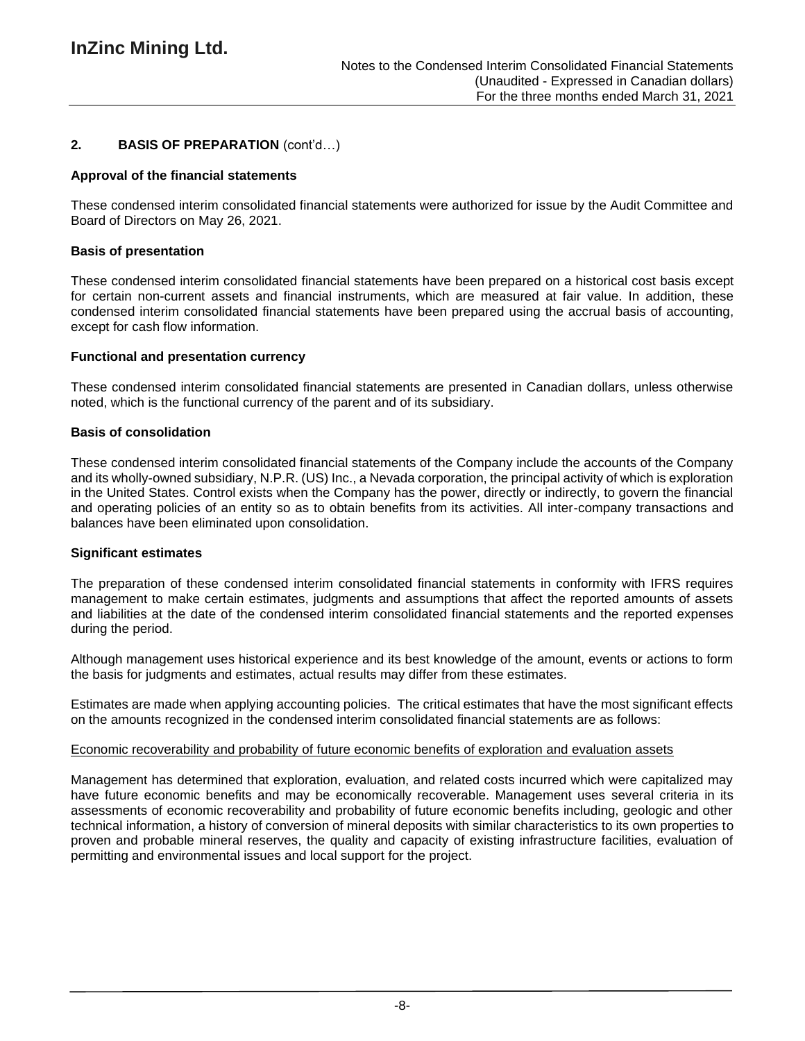## 2. BASIS OF PREPARATION (cont'd…)

### Approval of the financial statements

These condensed interim consolidated financial statements were authorized for issue by the Audit Committee and Board of Directors on May 26, 2021.

### Basis of presentation

These condensed interim consolidated financial statements have been prepared on a historical cost basis except for certain non-current assets and financial instruments, which are measured at fair value. In addition, these condensed interim consolidated financial statements have been prepared using the accrual basis of accounting, except for cash flow information.

### Functional and presentation currency

These condensed interim consolidated financial statements are presented in Canadian dollars, unless otherwise noted, which is the functional currency of the parent and of its subsidiary.

### Basis of consolidation

These condensed interim consolidated financial statements of the Company include the accounts of the Company and its wholly-owned subsidiary, N.P.R. (US) Inc., a Nevada corporation, the principal activity of which is exploration in the United States. Control exists when the Company has the power, directly or indirectly, to govern the financial and operating policies of an entity so as to obtain benefits from its activities. All inter-company transactions and balances have been eliminated upon consolidation.

### Significant estimates

The preparation of these condensed interim consolidated financial statements in conformity with IFRS requires management to make certain estimates, judgments and assumptions that affect the reported amounts of assets and liabilities at the date of the condensed interim consolidated financial statements and the reported expenses during the period.

Although management uses historical experience and its best knowledge of the amount, events or actions to form the basis for judgments and estimates, actual results may differ from these estimates.

Estimates are made when applying accounting policies. The critical estimates that have the most significant effects on the amounts recognized in the condensed interim consolidated financial statements are as follows:

Economic recoverability and probability of future economic benefits of exploration and evaluation assets

Management has determined that exploration, evaluation, and related costs incurred which were capitalized may have future economic benefits and may be economically recoverable. Management uses several criteria in its assessments of economic recoverability and probability of future economic benefits including, geologic and other technical information, a history of conversion of mineral deposits with similar characteristics to its own properties to proven and probable mineral reserves, the quality and capacity of existing infrastructure facilities, evaluation of permitting and environmental issues and local support for the project.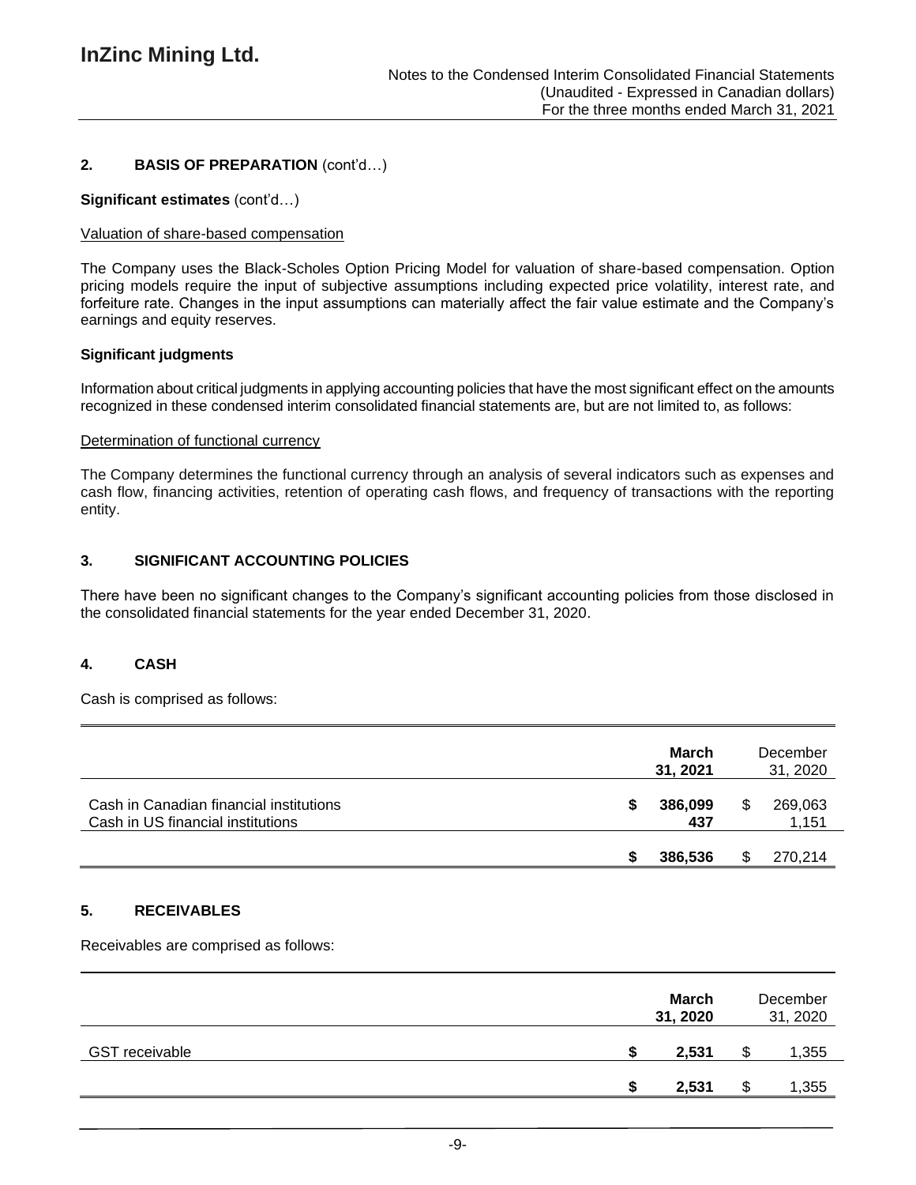## 2. BASIS OF PREPARATION (cont'd…)

**Significant estimates** (cont'd…)

Valuation of share-based compensation

The Company uses the Black-Scholes Option Pricing Model for valuation of share-based compensation. Option pricing models require the input of subjective assumptions including expected price volatility, interest rate, and forfeiture rate. Changes in the input assumptions can materially affect the fair value estimate and the Company's earnings and equity reserves.

**Significant judgments**

Information about critical judgments in applying accounting policies that have the most significant effect on the amounts recognized in these condensed interim consolidated financial statements are, but are not limited to, as follows:

Determination of functional currency

The Company determines the functional currency through an analysis of several indicators such as expenses and cash flow, financing activities, retention of operating cash flows, and frequency of transactions with the reporting entity.

## 3. SIGNIFICANT ACCOUNTING POLICIES

There have been no significant changes to the Company's significant accounting policies from those disclosed in the consolidated financial statements for the year ended December 31, 2020.

## 4. CASH

Cash is comprised as follows:

| | March 31, 2021 | December 31, 2020 |
|---|---|---|
| Cash in Canadian financial institutions | $ 386,099 | $ 269,063 |
| Cash in US financial institutions | 437 | 1,151 |
| | $ 386,536 | $ 270,214 |

## 5. RECEIVABLES

Receivables are comprised as follows:

| | March 31, 2020 | December 31, 2020 |
|---|---|---|
| GST receivable | $ 2,531 | $ 1,355 |
| | $ 2,531 | $ 1,355 |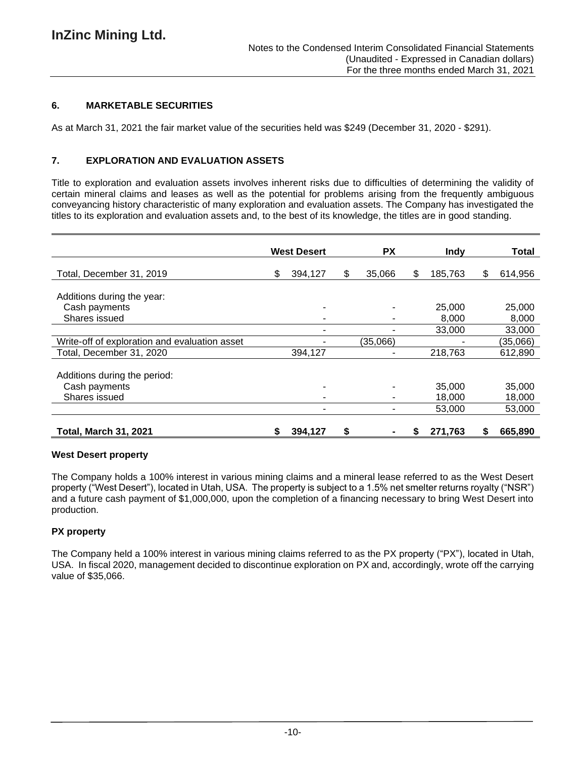## 6. MARKETABLE SECURITIES

As at March 31, 2021 the fair market value of the securities held was $249 (December 31, 2020 - $291).

## 7. EXPLORATION AND EVALUATION ASSETS

Title to exploration and evaluation assets involves inherent risks due to difficulties of determining the validity of certain mineral claims and leases as well as the potential for problems arising from the frequently ambiguous conveyancing history characteristic of many exploration and evaluation assets. The Company has investigated the titles to its exploration and evaluation assets and, to the best of its knowledge, the titles are in good standing.

| | West Desert | PX | Indy | Total |
|---|---|---|---|---|
| Total, December 31, 2019 | $ 394,127 | $ 35,066 | $ 185,763 | $ 614,956 |
| Additions during the year: | | | | |
| Cash payments | - | - | 25,000 | 25,000 |
| Shares issued | - | - | 8,000 | 8,000 |
| | - | - | 33,000 | 33,000 |
| Write-off of exploration and evaluation asset | - | (35,066) | - | (35,066) |
| Total, December 31, 2020 | 394,127 | - | 218,763 | 612,890 |
| Additions during the period: | | | | |
| Cash payments | - | - | 35,000 | 35,000 |
| Shares issued | - | - | 18,000 | 18,000 |
| | - | - | 53,000 | 53,000 |
| **Total, March 31, 2021** | **$ 394,127** | **$ -** | **$ 271,763** | **$ 665,890** |

### West Desert property

The Company holds a 100% interest in various mining claims and a mineral lease referred to as the West Desert property ("West Desert"), located in Utah, USA. The property is subject to a 1.5% net smelter returns royalty ("NSR") and a future cash payment of $1,000,000, upon the completion of a financing necessary to bring West Desert into production.

### PX property

The Company held a 100% interest in various mining claims referred to as the PX property ("PX"), located in Utah, USA. In fiscal 2020, management decided to discontinue exploration on PX and, accordingly, wrote off the carrying value of $35,066.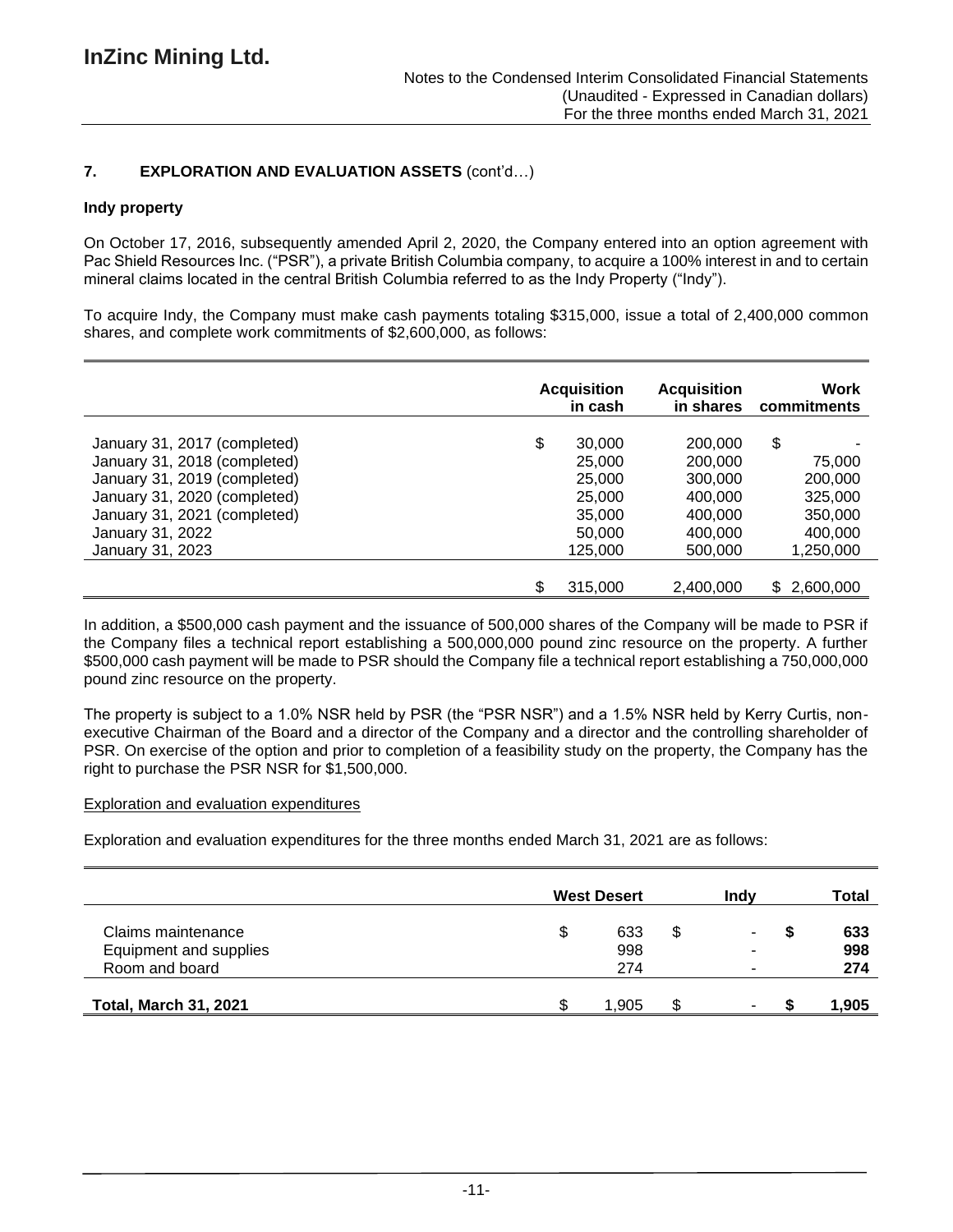## 7. EXPLORATION AND EVALUATION ASSETS (cont'd…)

### Indy property

On October 17, 2016, subsequently amended April 2, 2020, the Company entered into an option agreement with Pac Shield Resources Inc. ("PSR"), a private British Columbia company, to acquire a 100% interest in and to certain mineral claims located in the central British Columbia referred to as the Indy Property ("Indy").

To acquire Indy, the Company must make cash payments totaling $315,000, issue a total of 2,400,000 common shares, and complete work commitments of $2,600,000, as follows:

| | Acquisition in cash | Acquisition in shares | Work commitments |
|---|---|---|---|
| January 31, 2017 (completed) | $ 30,000 | 200,000 | $ - |
| January 31, 2018 (completed) | 25,000 | 200,000 | 75,000 |
| January 31, 2019 (completed) | 25,000 | 300,000 | 200,000 |
| January 31, 2020 (completed) | 25,000 | 400,000 | 325,000 |
| January 31, 2021 (completed) | 35,000 | 400,000 | 350,000 |
| January 31, 2022 | 50,000 | 400,000 | 400,000 |
| January 31, 2023 | 125,000 | 500,000 | 1,250,000 |
| | $ 315,000 | 2,400,000 | $ 2,600,000 |

In addition, a $500,000 cash payment and the issuance of 500,000 shares of the Company will be made to PSR if the Company files a technical report establishing a 500,000,000 pound zinc resource on the property. A further $500,000 cash payment will be made to PSR should the Company file a technical report establishing a 750,000,000 pound zinc resource on the property.

The property is subject to a 1.0% NSR held by PSR (the "PSR NSR") and a 1.5% NSR held by Kerry Curtis, non-executive Chairman of the Board and a director of the Company and a director and the controlling shareholder of PSR. On exercise of the option and prior to completion of a feasibility study on the property, the Company has the right to purchase the PSR NSR for $1,500,000.

<u>Exploration and evaluation expenditures</u>

Exploration and evaluation expenditures for the three months ended March 31, 2021 are as follows:

| | West Desert | Indy | Total |
|---|---|---|---|
| Claims maintenance | $ 633 | $ - | **$ 633** |
| Equipment and supplies | 998 | - | **998** |
| Room and board | 274 | - | **274** |
| **Total, March 31, 2021** | $ 1,905 | $ - | **$ 1,905** |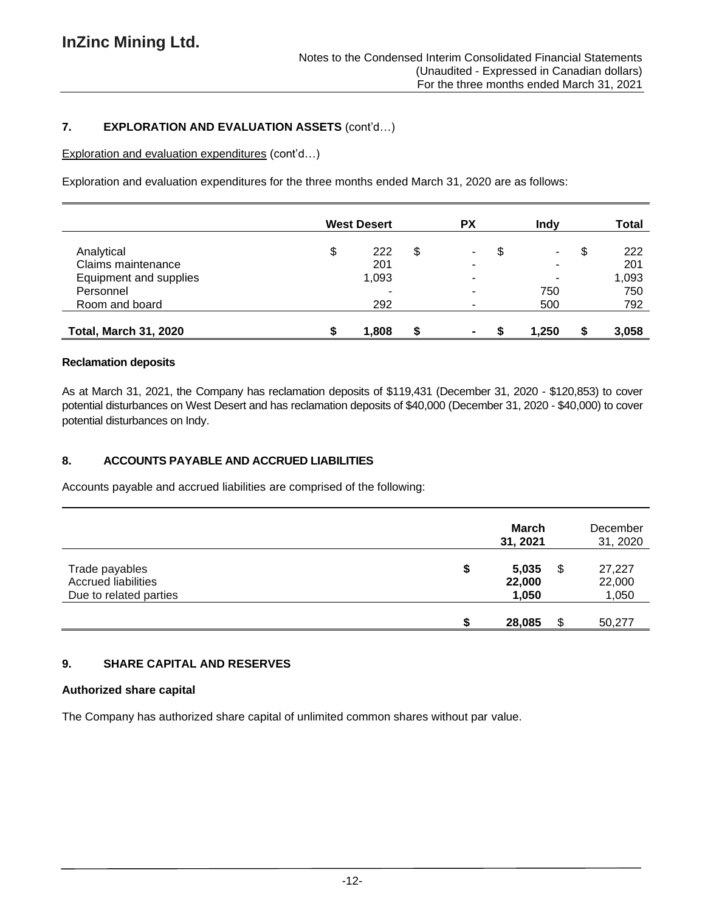## 7. EXPLORATION AND EVALUATION ASSETS (cont'd…)

Exploration and evaluation expenditures (cont'd…)

Exploration and evaluation expenditures for the three months ended March 31, 2020 are as follows:

| | West Desert | PX | Indy | Total |
|---|---|---|---|---|
| Analytical | $ 222 | $ - | $ - | $ 222 |
| Claims maintenance | 201 | - | - | 201 |
| Equipment and supplies | 1,093 | - | - | 1,093 |
| Personnel | - | - | 750 | 750 |
| Room and board | 292 | - | 500 | 792 |
| **Total, March 31, 2020** | **$ 1,808** | **$ -** | **$ 1,250** | **$ 3,058** |

### Reclamation deposits

As at March 31, 2021, the Company has reclamation deposits of $119,431 (December 31, 2020 - $120,853) to cover potential disturbances on West Desert and has reclamation deposits of $40,000 (December 31, 2020 - $40,000) to cover potential disturbances on Indy.

## 8. ACCOUNTS PAYABLE AND ACCRUED LIABILITIES

Accounts payable and accrued liabilities are comprised of the following:

| | March 31, 2021 | December 31, 2020 |
|---|---|---|
| Trade payables | $ 5,035 | $ 27,227 |
| Accrued liabilities | 22,000 | 22,000 |
| Due to related parties | 1,050 | 1,050 |
| | **$ 28,085** | $ 50,277 |

## 9. SHARE CAPITAL AND RESERVES

### Authorized share capital

The Company has authorized share capital of unlimited common shares without par value.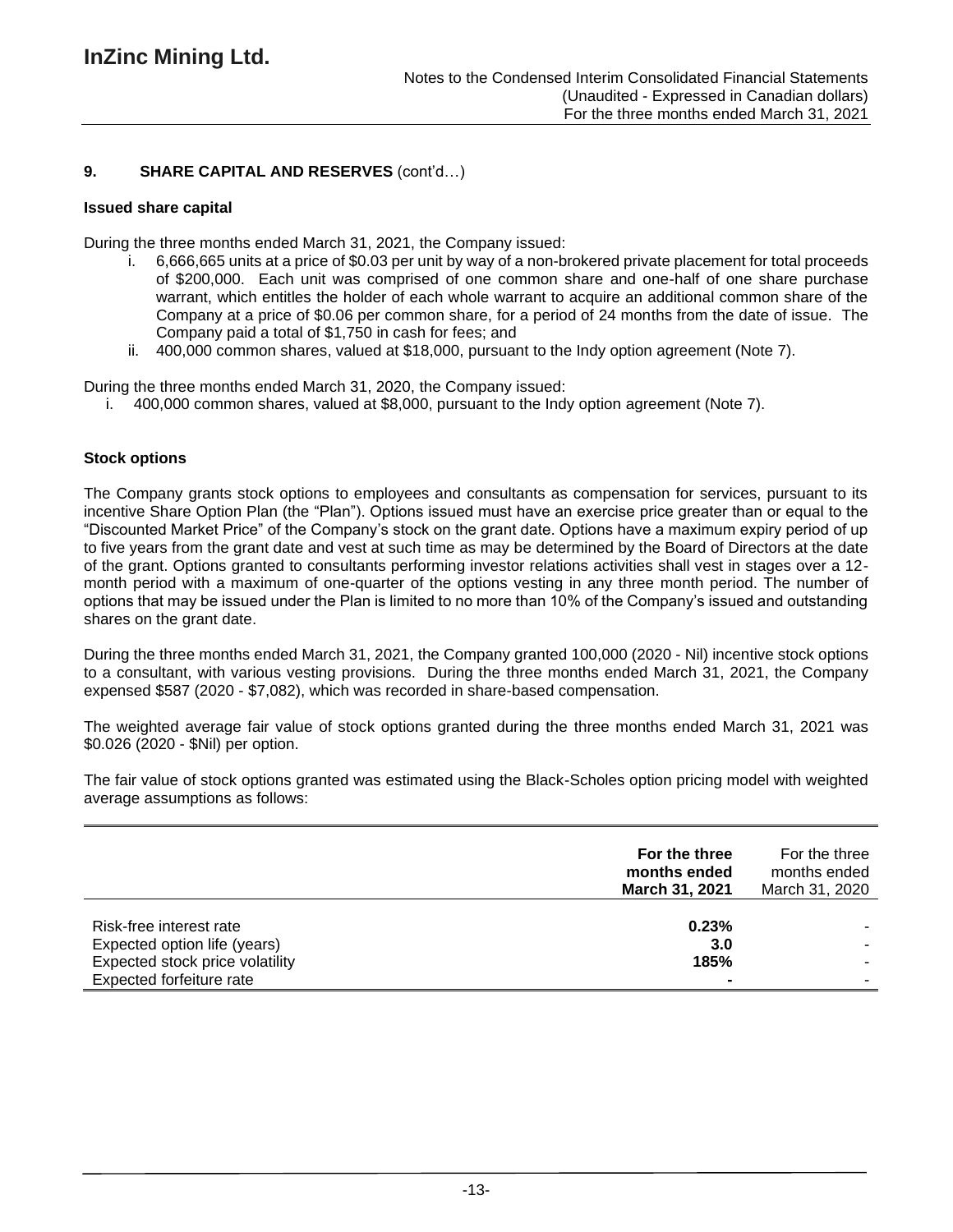## 9. SHARE CAPITAL AND RESERVES (cont'd…)

### Issued share capital

During the three months ended March 31, 2021, the Company issued:

i. 6,666,665 units at a price of $0.03 per unit by way of a non-brokered private placement for total proceeds of $200,000. Each unit was comprised of one common share and one-half of one share purchase warrant, which entitles the holder of each whole warrant to acquire an additional common share of the Company at a price of $0.06 per common share, for a period of 24 months from the date of issue. The Company paid a total of $1,750 in cash for fees; and
ii. 400,000 common shares, valued at $18,000, pursuant to the Indy option agreement (Note 7).

During the three months ended March 31, 2020, the Company issued:

i. 400,000 common shares, valued at $8,000, pursuant to the Indy option agreement (Note 7).

### Stock options

The Company grants stock options to employees and consultants as compensation for services, pursuant to its incentive Share Option Plan (the "Plan"). Options issued must have an exercise price greater than or equal to the "Discounted Market Price" of the Company's stock on the grant date. Options have a maximum expiry period of up to five years from the grant date and vest at such time as may be determined by the Board of Directors at the date of the grant. Options granted to consultants performing investor relations activities shall vest in stages over a 12-month period with a maximum of one-quarter of the options vesting in any three month period. The number of options that may be issued under the Plan is limited to no more than 10% of the Company's issued and outstanding shares on the grant date.

During the three months ended March 31, 2021, the Company granted 100,000 (2020 - Nil) incentive stock options to a consultant, with various vesting provisions. During the three months ended March 31, 2021, the Company expensed $587 (2020 - $7,082), which was recorded in share-based compensation.

The weighted average fair value of stock options granted during the three months ended March 31, 2021 was $0.026 (2020 - $Nil) per option.

The fair value of stock options granted was estimated using the Black-Scholes option pricing model with weighted average assumptions as follows:

| | **For the three months ended March 31, 2021** | For the three months ended March 31, 2020 |
|---|---|---|
| Risk-free interest rate | **0.23%** | - |
| Expected option life (years) | **3.0** | - |
| Expected stock price volatility | **185%** | - |
| Expected forfeiture rate | **-** | - |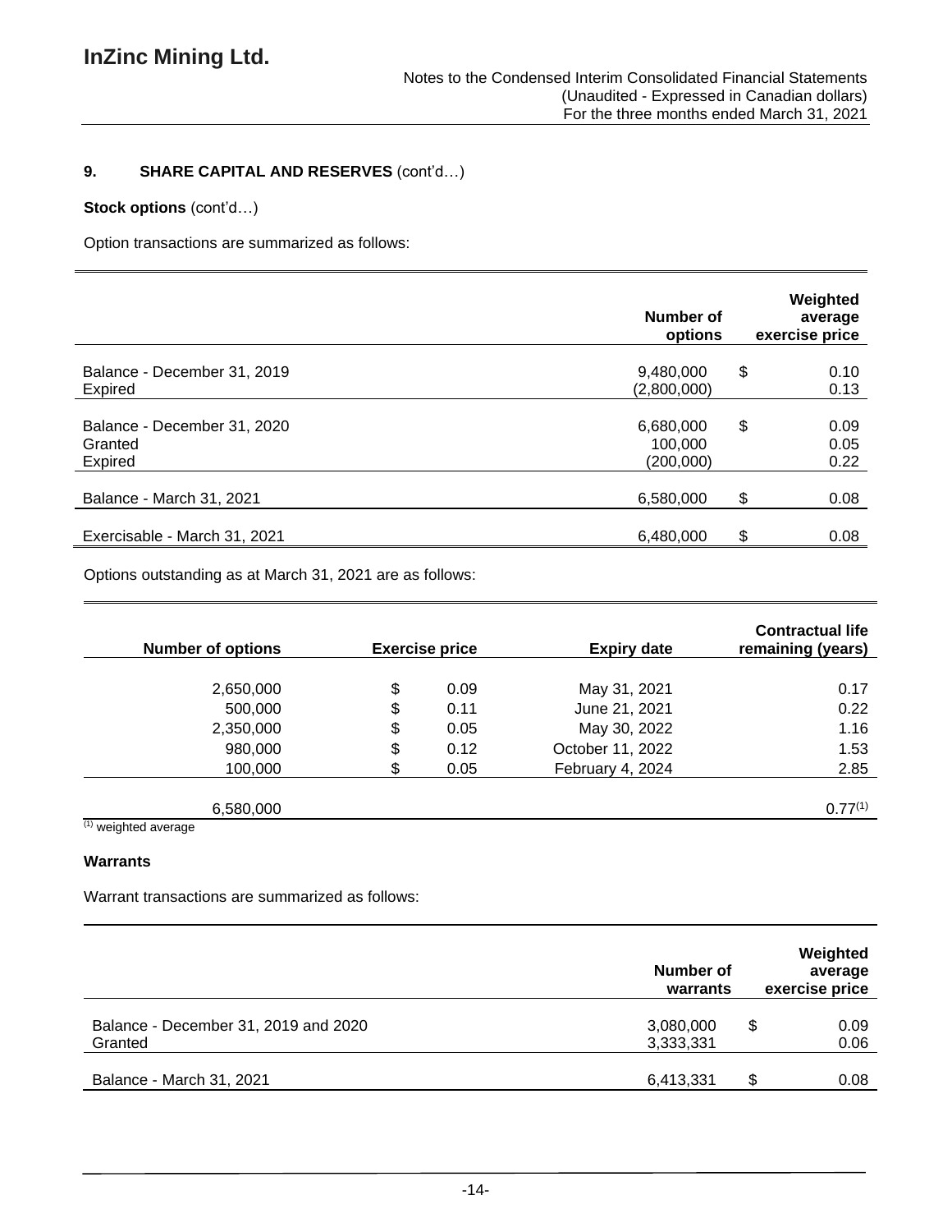## 9. SHARE CAPITAL AND RESERVES (cont'd…)

**Stock options** (cont'd…)

Option transactions are summarized as follows:

| | Number of options | Weighted average exercise price |
|---|---|---|
| Balance - December 31, 2019 | 9,480,000 | $ 0.10 |
| Expired | (2,800,000) | 0.13 |
| Balance - December 31, 2020 | 6,680,000 | $ 0.09 |
| Granted | 100,000 | 0.05 |
| Expired | (200,000) | 0.22 |
| Balance - March 31, 2021 | 6,580,000 | $ 0.08 |
| Exercisable - March 31, 2021 | 6,480,000 | $ 0.08 |

Options outstanding as at March 31, 2021 are as follows:

| Number of options | Exercise price | Expiry date | Contractual life remaining (years) |
|---|---|---|---|
| 2,650,000 | $ 0.09 | May 31, 2021 | 0.17 |
| 500,000 | $ 0.11 | June 21, 2021 | 0.22 |
| 2,350,000 | $ 0.05 | May 30, 2022 | 1.16 |
| 980,000 | $ 0.12 | October 11, 2022 | 1.53 |
| 100,000 | $ 0.05 | February 4, 2024 | 2.85 |
| 6,580,000 | | | 0.77(1) |

(1) weighted average

**Warrants**

Warrant transactions are summarized as follows:

| | Number of warrants | Weighted average exercise price |
|---|---|---|
| Balance - December 31, 2019 and 2020 | 3,080,000 | $ 0.09 |
| Granted | 3,333,331 | 0.06 |
| Balance - March 31, 2021 | 6,413,331 | $ 0.08 |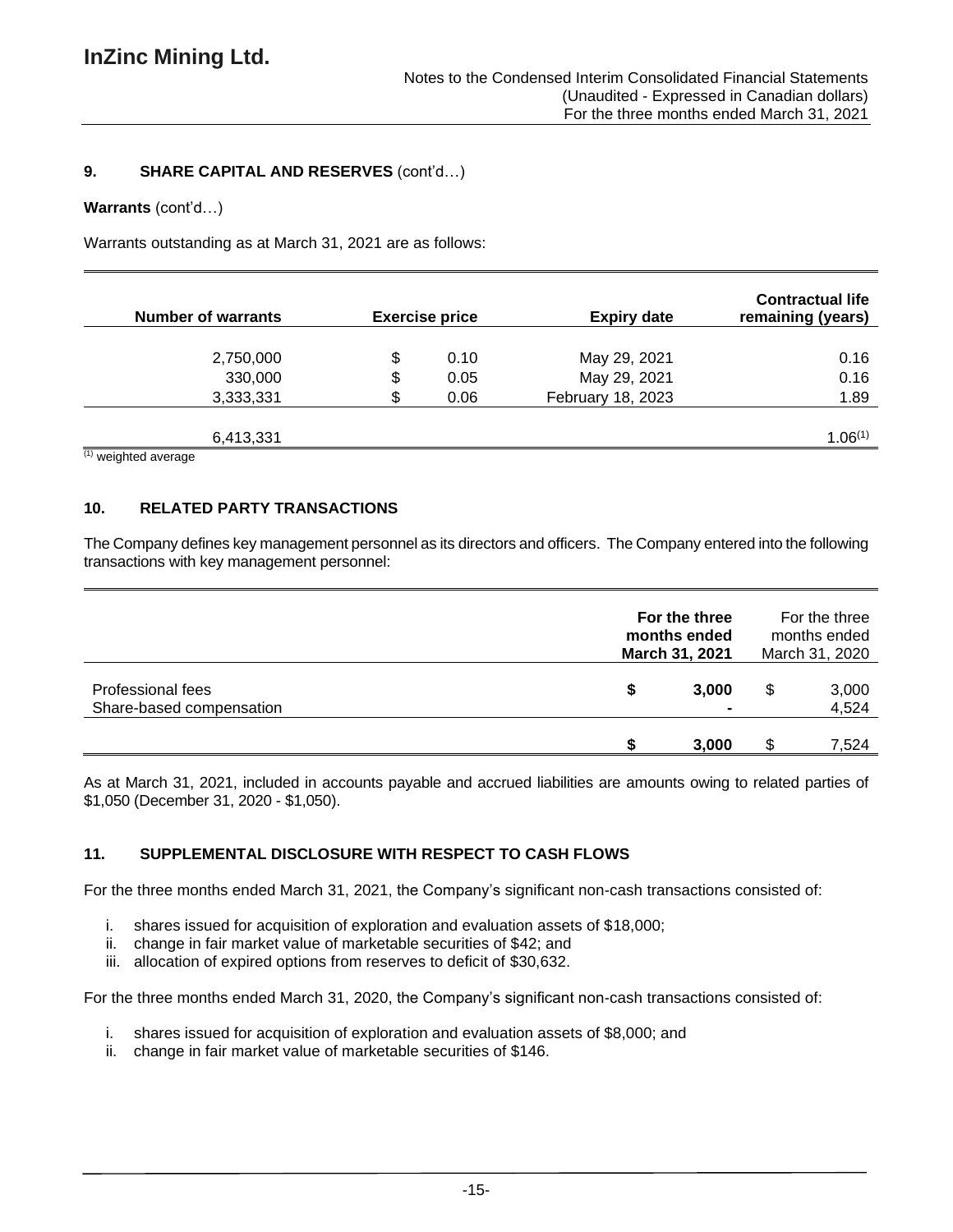## 9. SHARE CAPITAL AND RESERVES (cont'd…)

**Warrants** (cont'd…)

Warrants outstanding as at March 31, 2021 are as follows:

| Number of warrants | Exercise price | Expiry date | Contractual life remaining (years) |
|---|---|---|---|
| 2,750,000 | $ 0.10 | May 29, 2021 | 0.16 |
| 330,000 | $ 0.05 | May 29, 2021 | 0.16 |
| 3,333,331 | $ 0.06 | February 18, 2023 | 1.89 |
| 6,413,331 | | | 1.06[(1)] |

[(1)] weighted average

## 10. RELATED PARTY TRANSACTIONS

The Company defines key management personnel as its directors and officers. The Company entered into the following transactions with key management personnel:

| | For the three months ended March 31, 2021 | For the three months ended March 31, 2020 |
|---|---|---|
| Professional fees | **$ 3,000** | $ 3,000 |
| Share-based compensation | **-** | 4,524 |
| | **$ 3,000** | $ 7,524 |

As at March 31, 2021, included in accounts payable and accrued liabilities are amounts owing to related parties of $1,050 (December 31, 2020 - $1,050).

## 11. SUPPLEMENTAL DISCLOSURE WITH RESPECT TO CASH FLOWS

For the three months ended March 31, 2021, the Company's significant non-cash transactions consisted of:

i. shares issued for acquisition of exploration and evaluation assets of $18,000;
ii. change in fair market value of marketable securities of $42; and
iii. allocation of expired options from reserves to deficit of $30,632.

For the three months ended March 31, 2020, the Company's significant non-cash transactions consisted of:

i. shares issued for acquisition of exploration and evaluation assets of $8,000; and
ii. change in fair market value of marketable securities of $146.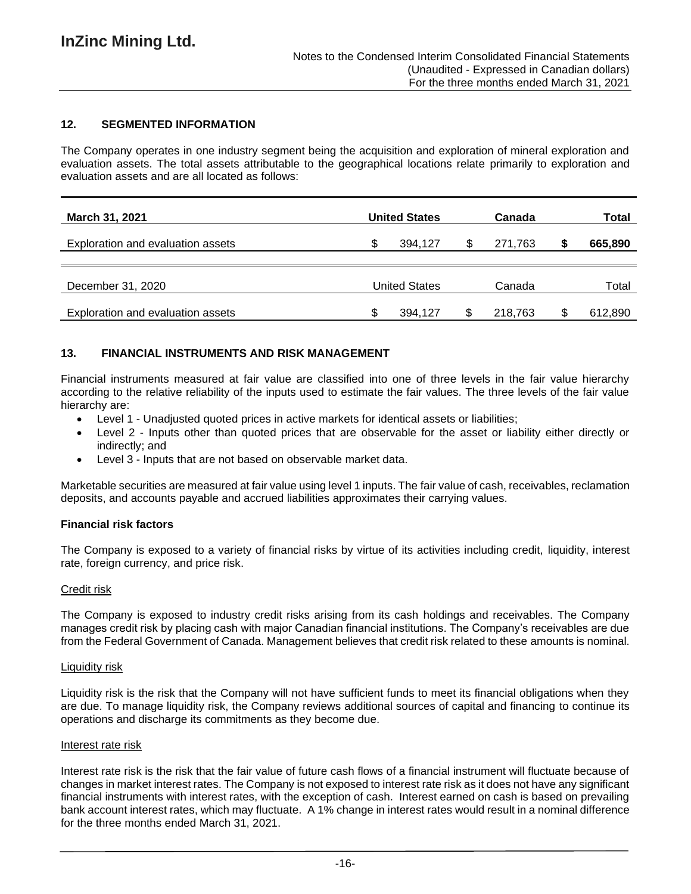## 12. SEGMENTED INFORMATION

The Company operates in one industry segment being the acquisition and exploration of mineral exploration and evaluation assets. The total assets attributable to the geographical locations relate primarily to exploration and evaluation assets and are all located as follows:

| **March 31, 2021** | **United States** | **Canada** | **Total** |
|---|---|---|---|
| Exploration and evaluation assets | $ 394,127 | $ 271,763 | **$ 665,890** |

| December 31, 2020 | United States | Canada | Total |
|---|---|---|---|
| Exploration and evaluation assets | $ 394,127 | $ 218,763 | $ 612,890 |

## 13. FINANCIAL INSTRUMENTS AND RISK MANAGEMENT

Financial instruments measured at fair value are classified into one of three levels in the fair value hierarchy according to the relative reliability of the inputs used to estimate the fair values. The three levels of the fair value hierarchy are:

- Level 1 - Unadjusted quoted prices in active markets for identical assets or liabilities;
- Level 2 - Inputs other than quoted prices that are observable for the asset or liability either directly or indirectly; and
- Level 3 - Inputs that are not based on observable market data.

Marketable securities are measured at fair value using level 1 inputs. The fair value of cash, receivables, reclamation deposits, and accounts payable and accrued liabilities approximates their carrying values.

### Financial risk factors

The Company is exposed to a variety of financial risks by virtue of its activities including credit, liquidity, interest rate, foreign currency, and price risk.

#### Credit risk

The Company is exposed to industry credit risks arising from its cash holdings and receivables. The Company manages credit risk by placing cash with major Canadian financial institutions. The Company's receivables are due from the Federal Government of Canada. Management believes that credit risk related to these amounts is nominal.

#### Liquidity risk

Liquidity risk is the risk that the Company will not have sufficient funds to meet its financial obligations when they are due. To manage liquidity risk, the Company reviews additional sources of capital and financing to continue its operations and discharge its commitments as they become due.

#### Interest rate risk

Interest rate risk is the risk that the fair value of future cash flows of a financial instrument will fluctuate because of changes in market interest rates. The Company is not exposed to interest rate risk as it does not have any significant financial instruments with interest rates, with the exception of cash. Interest earned on cash is based on prevailing bank account interest rates, which may fluctuate. A 1% change in interest rates would result in a nominal difference for the three months ended March 31, 2021.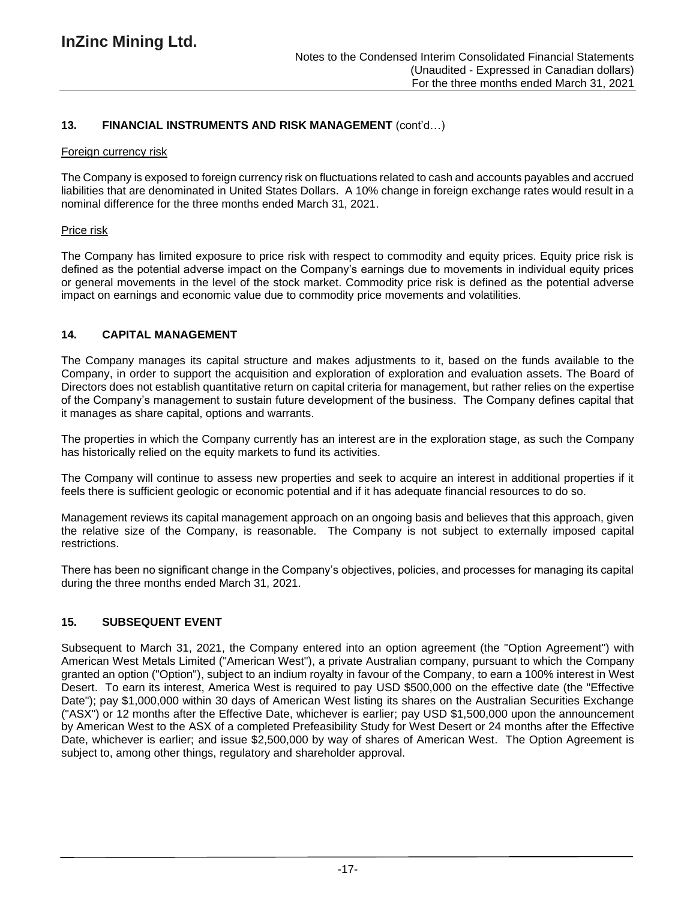## 13. FINANCIAL INSTRUMENTS AND RISK MANAGEMENT (cont'd…)

Foreign currency risk

The Company is exposed to foreign currency risk on fluctuations related to cash and accounts payables and accrued liabilities that are denominated in United States Dollars. A 10% change in foreign exchange rates would result in a nominal difference for the three months ended March 31, 2021.

Price risk

The Company has limited exposure to price risk with respect to commodity and equity prices. Equity price risk is defined as the potential adverse impact on the Company's earnings due to movements in individual equity prices or general movements in the level of the stock market. Commodity price risk is defined as the potential adverse impact on earnings and economic value due to commodity price movements and volatilities.

## 14. CAPITAL MANAGEMENT

The Company manages its capital structure and makes adjustments to it, based on the funds available to the Company, in order to support the acquisition and exploration of exploration and evaluation assets. The Board of Directors does not establish quantitative return on capital criteria for management, but rather relies on the expertise of the Company's management to sustain future development of the business. The Company defines capital that it manages as share capital, options and warrants.

The properties in which the Company currently has an interest are in the exploration stage, as such the Company has historically relied on the equity markets to fund its activities.

The Company will continue to assess new properties and seek to acquire an interest in additional properties if it feels there is sufficient geologic or economic potential and if it has adequate financial resources to do so.

Management reviews its capital management approach on an ongoing basis and believes that this approach, given the relative size of the Company, is reasonable. The Company is not subject to externally imposed capital restrictions.

There has been no significant change in the Company's objectives, policies, and processes for managing its capital during the three months ended March 31, 2021.

## 15. SUBSEQUENT EVENT

Subsequent to March 31, 2021, the Company entered into an option agreement (the "Option Agreement") with American West Metals Limited ("American West"), a private Australian company, pursuant to which the Company granted an option ("Option"), subject to an indium royalty in favour of the Company, to earn a 100% interest in West Desert. To earn its interest, America West is required to pay USD \$500,000 on the effective date (the "Effective Date"); pay \$1,000,000 within 30 days of American West listing its shares on the Australian Securities Exchange ("ASX") or 12 months after the Effective Date, whichever is earlier; pay USD \$1,500,000 upon the announcement by American West to the ASX of a completed Prefeasibility Study for West Desert or 24 months after the Effective Date, whichever is earlier; and issue \$2,500,000 by way of shares of American West. The Option Agreement is subject to, among other things, regulatory and shareholder approval.